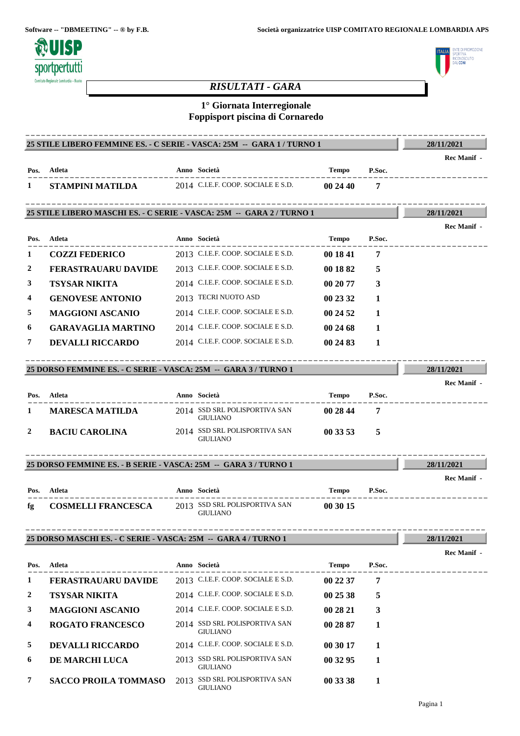Software -- "DBMEETING" -- ® by F.B.

Società organizzatrice UISP COMITATO REGIONALE LOMBARDIA APS

# *RISULTATI - GARA*

## 1° Giornata Interregionale
## Foppisport piscina di Cornaredo

### 25 STILE LIBERO FEMMINE ES. - C SERIE - VASCA: 25M -- GARA 1 / TURNO 1

28/11/2021

Rec Manif -

| Pos. | Atleta | Anno | Società | Tempo | P.Soc. |
|---|---|---|---|---|---|
| 1 | **STAMPINI MATILDA** | 2014 | C.I.E.F. COOP. SOCIALE E S.D. | **00 24 40** | **7** |

### 25 STILE LIBERO MASCHI ES. - C SERIE - VASCA: 25M -- GARA 2 / TURNO 1

28/11/2021

Rec Manif -

| Pos. | Atleta | Anno | Società | Tempo | P.Soc. |
|---|---|---|---|---|---|
| 1 | **COZZI FEDERICO** | 2013 | C.I.E.F. COOP. SOCIALE E S.D. | **00 18 41** | **7** |
| 2 | **FERASTRAUARU DAVIDE** | 2013 | C.I.E.F. COOP. SOCIALE E S.D. | **00 18 82** | **5** |
| 3 | **TSYSAR NIKITA** | 2014 | C.I.E.F. COOP. SOCIALE E S.D. | **00 20 77** | **3** |
| 4 | **GENOVESE ANTONIO** | 2013 | TECRI NUOTO ASD | **00 23 32** | **1** |
| 5 | **MAGGIONI ASCANIO** | 2014 | C.I.E.F. COOP. SOCIALE E S.D. | **00 24 52** | **1** |
| 6 | **GARAVAGLIA MARTINO** | 2014 | C.I.E.F. COOP. SOCIALE E S.D. | **00 24 68** | **1** |
| 7 | **DEVALLI RICCARDO** | 2014 | C.I.E.F. COOP. SOCIALE E S.D. | **00 24 83** | **1** |

### 25 DORSO FEMMINE ES. - C SERIE - VASCA: 25M -- GARA 3 / TURNO 1

28/11/2021

Rec Manif -

| Pos. | Atleta | Anno | Società | Tempo | P.Soc. |
|---|---|---|---|---|---|
| 1 | **MARESCA MATILDA** | 2014 | SSD SRL POLISPORTIVA SAN GIULIANO | **00 28 44** | **7** |
| 2 | **BACIU CAROLINA** | 2014 | SSD SRL POLISPORTIVA SAN GIULIANO | **00 33 53** | **5** |

### 25 DORSO FEMMINE ES. - B SERIE - VASCA: 25M -- GARA 3 / TURNO 1

28/11/2021

Rec Manif -

| Pos. | Atleta | Anno | Società | Tempo | P.Soc. |
|---|---|---|---|---|---|
| fg | **COSMELLI FRANCESCA** | 2013 | SSD SRL POLISPORTIVA SAN GIULIANO | **00 30 15** | |

### 25 DORSO MASCHI ES. - C SERIE - VASCA: 25M -- GARA 4 / TURNO 1

28/11/2021

Rec Manif -

| Pos. | Atleta | Anno | Società | Tempo | P.Soc. |
|---|---|---|---|---|---|
| 1 | **FERASTRAUARU DAVIDE** | 2013 | C.I.E.F. COOP. SOCIALE E S.D. | **00 22 37** | **7** |
| 2 | **TSYSAR NIKITA** | 2014 | C.I.E.F. COOP. SOCIALE E S.D. | **00 25 38** | **5** |
| 3 | **MAGGIONI ASCANIO** | 2014 | C.I.E.F. COOP. SOCIALE E S.D. | **00 28 21** | **3** |
| 4 | **ROGATO FRANCESCO** | 2014 | SSD SRL POLISPORTIVA SAN GIULIANO | **00 28 87** | **1** |
| 5 | **DEVALLI RICCARDO** | 2014 | C.I.E.F. COOP. SOCIALE E S.D. | **00 30 17** | **1** |
| 6 | **DE MARCHI LUCA** | 2013 | SSD SRL POLISPORTIVA SAN GIULIANO | **00 32 95** | **1** |
| 7 | **SACCO PROILA TOMMASO** | 2013 | SSD SRL POLISPORTIVA SAN GIULIANO | **00 33 38** | **1** |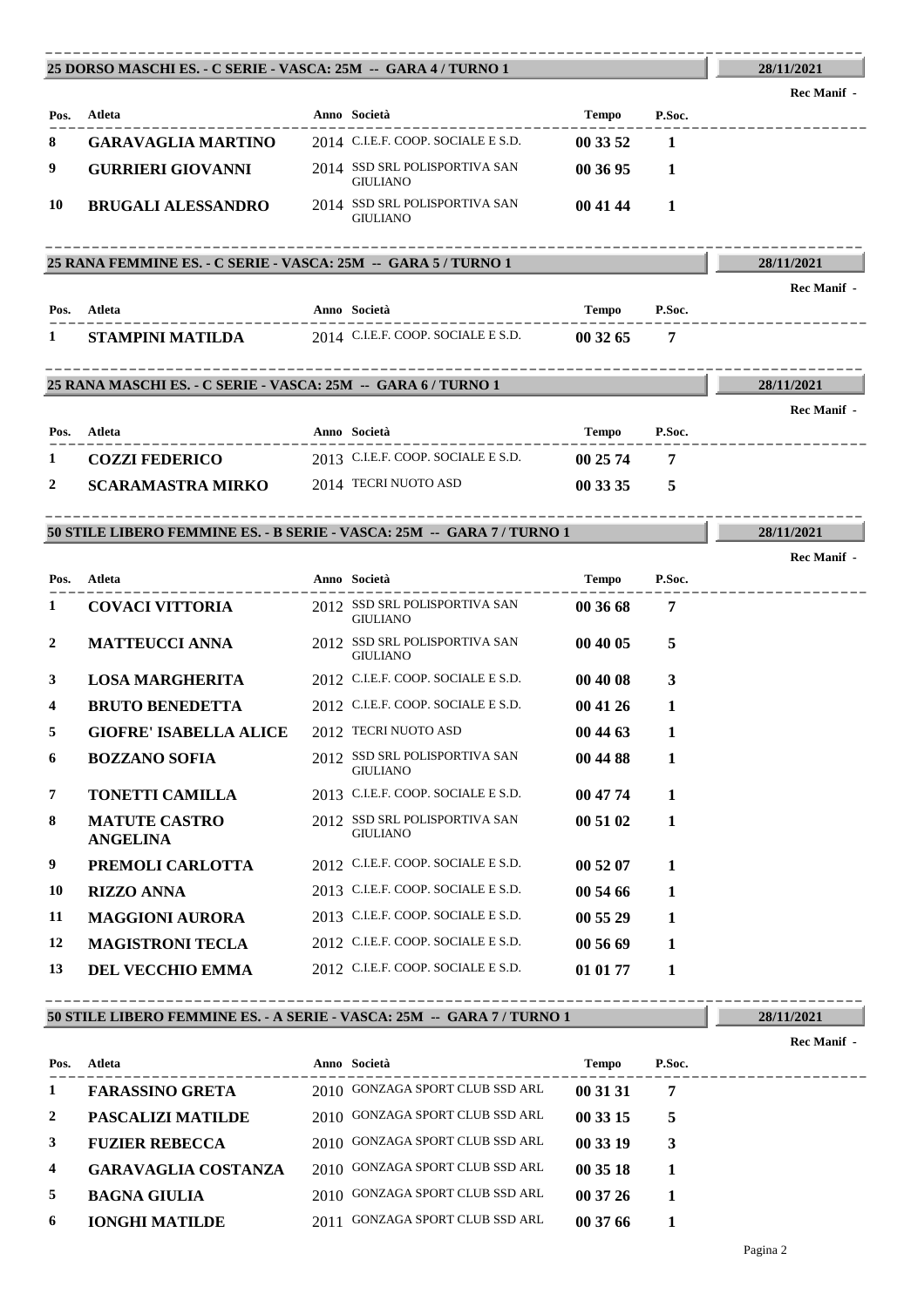## 25 DORSO MASCHI ES. - C SERIE - VASCA: 25M -- GARA 4 / TURNO 1

28/11/2021

Rec Manif -

| Pos. | Atleta | Anno | Società | Tempo | P.Soc. |
|---|---|---|---|---|---|
| 8 | GARAVAGLIA MARTINO | 2014 | C.I.E.F. COOP. SOCIALE E S.D. | 00 33 52 | 1 |
| 9 | GURRIERI GIOVANNI | 2014 | SSD SRL POLISPORTIVA SAN GIULIANO | 00 36 95 | 1 |
| 10 | BRUGALI ALESSANDRO | 2014 | SSD SRL POLISPORTIVA SAN GIULIANO | 00 41 44 | 1 |

## 25 RANA FEMMINE ES. - C SERIE - VASCA: 25M -- GARA 5 / TURNO 1

28/11/2021

Rec Manif -

| Pos. | Atleta | Anno | Società | Tempo | P.Soc. |
|---|---|---|---|---|---|
| 1 | STAMPINI MATILDA | 2014 | C.I.E.F. COOP. SOCIALE E S.D. | 00 32 65 | 7 |

## 25 RANA MASCHI ES. - C SERIE - VASCA: 25M -- GARA 6 / TURNO 1

28/11/2021

Rec Manif -

| Pos. | Atleta | Anno | Società | Tempo | P.Soc. |
|---|---|---|---|---|---|
| 1 | COZZI FEDERICO | 2013 | C.I.E.F. COOP. SOCIALE E S.D. | 00 25 74 | 7 |
| 2 | SCARAMASTRA MIRKO | 2014 | TECRI NUOTO ASD | 00 33 35 | 5 |

## 50 STILE LIBERO FEMMINE ES. - B SERIE - VASCA: 25M -- GARA 7 / TURNO 1

28/11/2021

Rec Manif -

| Pos. | Atleta | Anno | Società | Tempo | P.Soc. |
|---|---|---|---|---|---|
| 1 | COVACI VITTORIA | 2012 | SSD SRL POLISPORTIVA SAN GIULIANO | 00 36 68 | 7 |
| 2 | MATTEUCCI ANNA | 2012 | SSD SRL POLISPORTIVA SAN GIULIANO | 00 40 05 | 5 |
| 3 | LOSA MARGHERITA | 2012 | C.I.E.F. COOP. SOCIALE E S.D. | 00 40 08 | 3 |
| 4 | BRUTO BENEDETTA | 2012 | C.I.E.F. COOP. SOCIALE E S.D. | 00 41 26 | 1 |
| 5 | GIOFRE' ISABELLA ALICE | 2012 | TECRI NUOTO ASD | 00 44 63 | 1 |
| 6 | BOZZANO SOFIA | 2012 | SSD SRL POLISPORTIVA SAN GIULIANO | 00 44 88 | 1 |
| 7 | TONETTI CAMILLA | 2013 | C.I.E.F. COOP. SOCIALE E S.D. | 00 47 74 | 1 |
| 8 | MATUTE CASTRO ANGELINA | 2012 | SSD SRL POLISPORTIVA SAN GIULIANO | 00 51 02 | 1 |
| 9 | PREMOLI CARLOTTA | 2012 | C.I.E.F. COOP. SOCIALE E S.D. | 00 52 07 | 1 |
| 10 | RIZZO ANNA | 2013 | C.I.E.F. COOP. SOCIALE E S.D. | 00 54 66 | 1 |
| 11 | MAGGIONI AURORA | 2013 | C.I.E.F. COOP. SOCIALE E S.D. | 00 55 29 | 1 |
| 12 | MAGISTRONI TECLA | 2012 | C.I.E.F. COOP. SOCIALE E S.D. | 00 56 69 | 1 |
| 13 | DEL VECCHIO EMMA | 2012 | C.I.E.F. COOP. SOCIALE E S.D. | 01 01 77 | 1 |

## 50 STILE LIBERO FEMMINE ES. - A SERIE - VASCA: 25M -- GARA 7 / TURNO 1

28/11/2021

Rec Manif -

| Pos. | Atleta | Anno | Società | Tempo | P.Soc. |
|---|---|---|---|---|---|
| 1 | FARASSINO GRETA | 2010 | GONZAGA SPORT CLUB SSD ARL | 00 31 31 | 7 |
| 2 | PASCALIZI MATILDE | 2010 | GONZAGA SPORT CLUB SSD ARL | 00 33 15 | 5 |
| 3 | FUZIER REBECCA | 2010 | GONZAGA SPORT CLUB SSD ARL | 00 33 19 | 3 |
| 4 | GARAVAGLIA COSTANZA | 2010 | GONZAGA SPORT CLUB SSD ARL | 00 35 18 | 1 |
| 5 | BAGNA GIULIA | 2010 | GONZAGA SPORT CLUB SSD ARL | 00 37 26 | 1 |
| 6 | IONGHI MATILDE | 2011 | GONZAGA SPORT CLUB SSD ARL | 00 37 66 | 1 |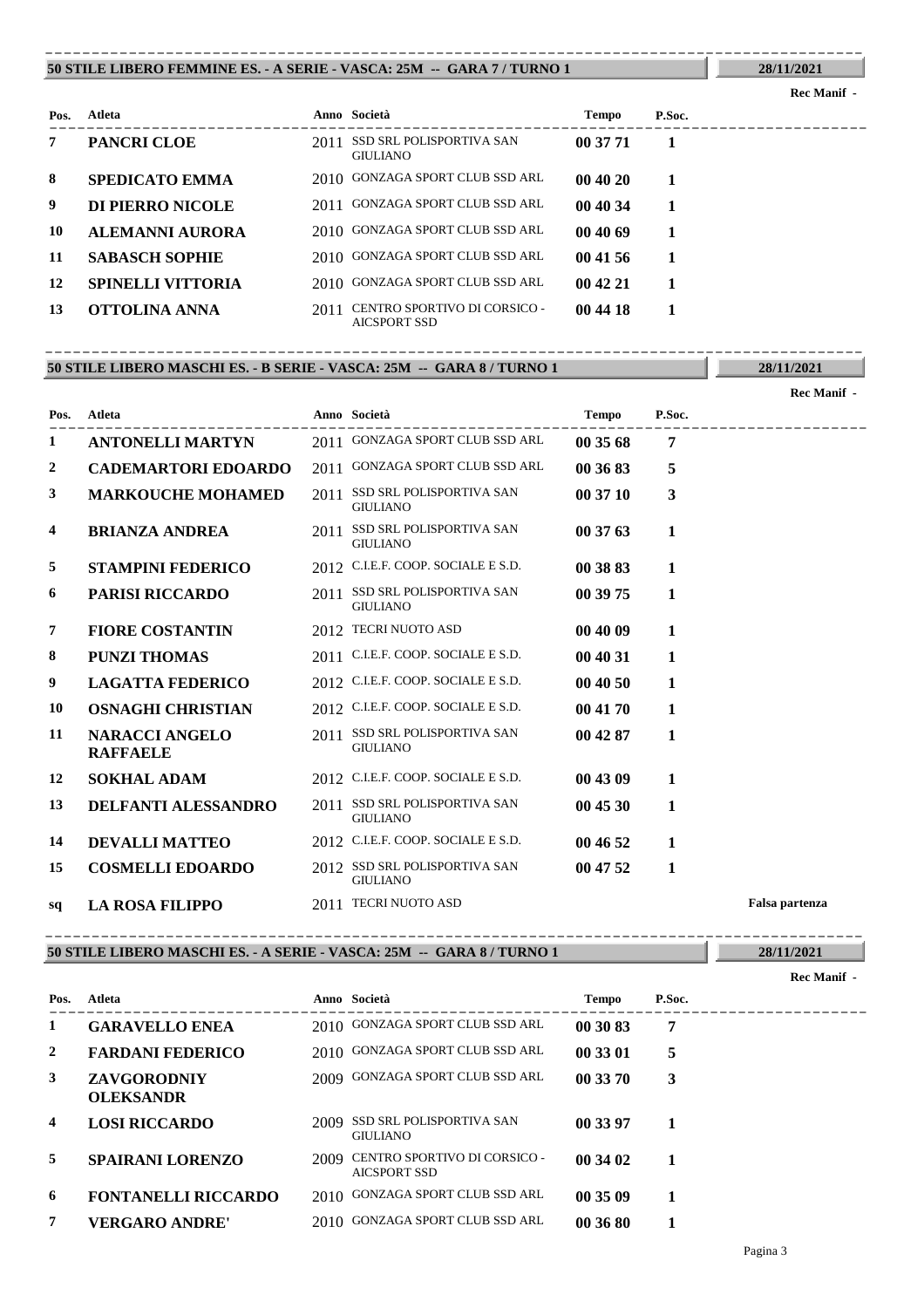## 50 STILE LIBERO FEMMINE ES. - A SERIE - VASCA: 25M -- GARA 7 / TURNO 1

28/11/2021

Rec Manif -

| Pos. | Atleta | Anno | Società | Tempo | P.Soc. | |
|---|---|---|---|---|---|---|
| 7 | **PANCRI CLOE** | 2011 | SSD SRL POLISPORTIVA SAN GIULIANO | **00 37 71** | **1** | |
| 8 | **SPEDICATO EMMA** | 2010 | GONZAGA SPORT CLUB SSD ARL | **00 40 20** | **1** | |
| 9 | **DI PIERRO NICOLE** | 2011 | GONZAGA SPORT CLUB SSD ARL | **00 40 34** | **1** | |
| 10 | **ALEMANNI AURORA** | 2010 | GONZAGA SPORT CLUB SSD ARL | **00 40 69** | **1** | |
| 11 | **SABASCH SOPHIE** | 2010 | GONZAGA SPORT CLUB SSD ARL | **00 41 56** | **1** | |
| 12 | **SPINELLI VITTORIA** | 2010 | GONZAGA SPORT CLUB SSD ARL | **00 42 21** | **1** | |
| 13 | **OTTOLINA ANNA** | 2011 | CENTRO SPORTIVO DI CORSICO - AICSPORT SSD | **00 44 18** | **1** | |

## 50 STILE LIBERO MASCHI ES. - B SERIE - VASCA: 25M -- GARA 8 / TURNO 1

28/11/2021

Rec Manif -

| Pos. | Atleta | Anno | Società | Tempo | P.Soc. | |
|---|---|---|---|---|---|---|
| 1 | **ANTONELLI MARTYN** | 2011 | GONZAGA SPORT CLUB SSD ARL | **00 35 68** | **7** | |
| 2 | **CADEMARTORI EDOARDO** | 2011 | GONZAGA SPORT CLUB SSD ARL | **00 36 83** | **5** | |
| 3 | **MARKOUCHE MOHAMED** | 2011 | SSD SRL POLISPORTIVA SAN GIULIANO | **00 37 10** | **3** | |
| 4 | **BRIANZA ANDREA** | 2011 | SSD SRL POLISPORTIVA SAN GIULIANO | **00 37 63** | **1** | |
| 5 | **STAMPINI FEDERICO** | 2012 | C.I.E.F. COOP. SOCIALE E S.D. | **00 38 83** | **1** | |
| 6 | **PARISI RICCARDO** | 2011 | SSD SRL POLISPORTIVA SAN GIULIANO | **00 39 75** | **1** | |
| 7 | **FIORE COSTANTIN** | 2012 | TECRI NUOTO ASD | **00 40 09** | **1** | |
| 8 | **PUNZI THOMAS** | 2011 | C.I.E.F. COOP. SOCIALE E S.D. | **00 40 31** | **1** | |
| 9 | **LAGATTA FEDERICO** | 2012 | C.I.E.F. COOP. SOCIALE E S.D. | **00 40 50** | **1** | |
| 10 | **OSNAGHI CHRISTIAN** | 2012 | C.I.E.F. COOP. SOCIALE E S.D. | **00 41 70** | **1** | |
| 11 | **NARACCI ANGELO RAFFAELE** | 2011 | SSD SRL POLISPORTIVA SAN GIULIANO | **00 42 87** | **1** | |
| 12 | **SOKHAL ADAM** | 2012 | C.I.E.F. COOP. SOCIALE E S.D. | **00 43 09** | **1** | |
| 13 | **DELFANTI ALESSANDRO** | 2011 | SSD SRL POLISPORTIVA SAN GIULIANO | **00 45 30** | **1** | |
| 14 | **DEVALLI MATTEO** | 2012 | C.I.E.F. COOP. SOCIALE E S.D. | **00 46 52** | **1** | |
| 15 | **COSMELLI EDOARDO** | 2012 | SSD SRL POLISPORTIVA SAN GIULIANO | **00 47 52** | **1** | |
| sq | **LA ROSA FILIPPO** | 2011 | TECRI NUOTO ASD | | | **Falsa partenza** |

## 50 STILE LIBERO MASCHI ES. - A SERIE - VASCA: 25M -- GARA 8 / TURNO 1

28/11/2021

Rec Manif -

| Pos. | Atleta | Anno | Società | Tempo | P.Soc. |
|---|---|---|---|---|---|
| 1 | **GARAVELLO ENEA** | 2010 | GONZAGA SPORT CLUB SSD ARL | **00 30 83** | **7** |
| 2 | **FARDANI FEDERICO** | 2010 | GONZAGA SPORT CLUB SSD ARL | **00 33 01** | **5** |
| 3 | **ZAVGORODNIY OLEKSANDR** | 2009 | GONZAGA SPORT CLUB SSD ARL | **00 33 70** | **3** |
| 4 | **LOSI RICCARDO** | 2009 | SSD SRL POLISPORTIVA SAN GIULIANO | **00 33 97** | **1** |
| 5 | **SPAIRANI LORENZO** | 2009 | CENTRO SPORTIVO DI CORSICO - AICSPORT SSD | **00 34 02** | **1** |
| 6 | **FONTANELLI RICCARDO** | 2010 | GONZAGA SPORT CLUB SSD ARL | **00 35 09** | **1** |
| 7 | **VERGARO ANDRE'** | 2010 | GONZAGA SPORT CLUB SSD ARL | **00 36 80** | **1** |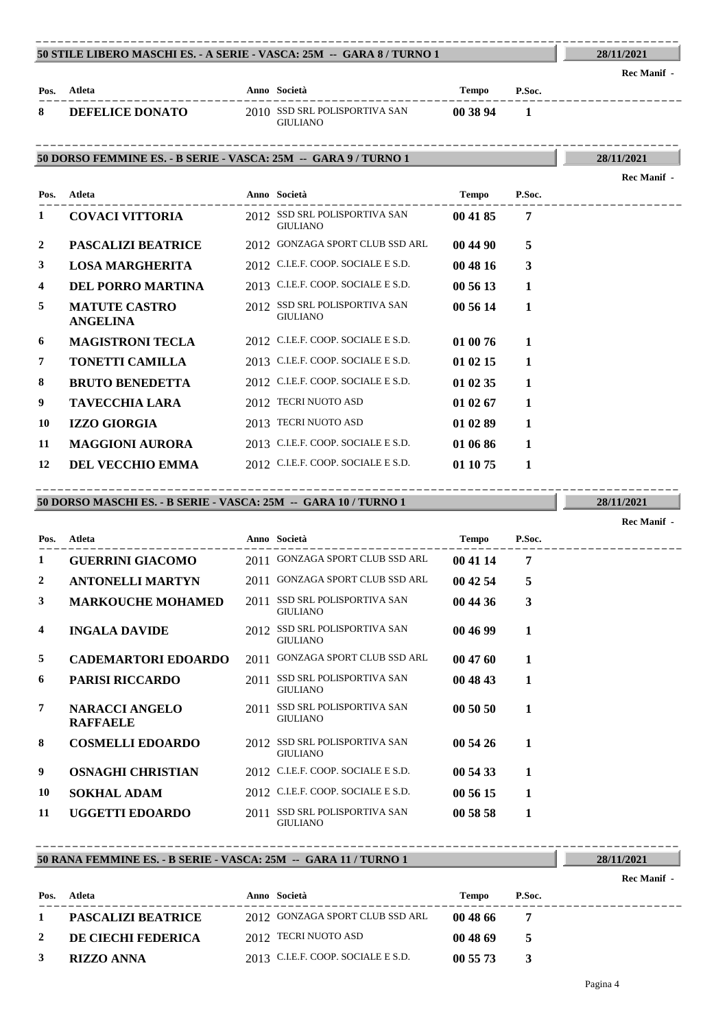## 50 STILE LIBERO MASCHI ES. - A SERIE - VASCA: 25M -- GARA 8 / TURNO 1

28/11/2021

Rec Manif -

| Pos. | Atleta | Anno | Società | Tempo | P.Soc. |
|---|---|---|---|---|---|
| 8 | **DEFELICE DONATO** | 2010 | SSD SRL POLISPORTIVA SAN GIULIANO | **00 38 94** | **1** |

## 50 DORSO FEMMINE ES. - B SERIE - VASCA: 25M -- GARA 9 / TURNO 1

28/11/2021

Rec Manif -

| Pos. | Atleta | Anno | Società | Tempo | P.Soc. |
|---|---|---|---|---|---|
| 1 | **COVACI VITTORIA** | 2012 | SSD SRL POLISPORTIVA SAN GIULIANO | **00 41 85** | **7** |
| 2 | **PASCALIZI BEATRICE** | 2012 | GONZAGA SPORT CLUB SSD ARL | **00 44 90** | **5** |
| 3 | **LOSA MARGHERITA** | 2012 | C.I.E.F. COOP. SOCIALE E S.D. | **00 48 16** | **3** |
| 4 | **DEL PORRO MARTINA** | 2013 | C.I.E.F. COOP. SOCIALE E S.D. | **00 56 13** | **1** |
| 5 | **MATUTE CASTRO ANGELINA** | 2012 | SSD SRL POLISPORTIVA SAN GIULIANO | **00 56 14** | **1** |
| 6 | **MAGISTRONI TECLA** | 2012 | C.I.E.F. COOP. SOCIALE E S.D. | **01 00 76** | **1** |
| 7 | **TONETTI CAMILLA** | 2013 | C.I.E.F. COOP. SOCIALE E S.D. | **01 02 15** | **1** |
| 8 | **BRUTO BENEDETTA** | 2012 | C.I.E.F. COOP. SOCIALE E S.D. | **01 02 35** | **1** |
| 9 | **TAVECCHIA LARA** | 2012 | TECRI NUOTO ASD | **01 02 67** | **1** |
| 10 | **IZZO GIORGIA** | 2013 | TECRI NUOTO ASD | **01 02 89** | **1** |
| 11 | **MAGGIONI AURORA** | 2013 | C.I.E.F. COOP. SOCIALE E S.D. | **01 06 86** | **1** |
| 12 | **DEL VECCHIO EMMA** | 2012 | C.I.E.F. COOP. SOCIALE E S.D. | **01 10 75** | **1** |

## 50 DORSO MASCHI ES. - B SERIE - VASCA: 25M -- GARA 10 / TURNO 1

28/11/2021

Rec Manif -

| Pos. | Atleta | Anno | Società | Tempo | P.Soc. |
|---|---|---|---|---|---|
| 1 | **GUERRINI GIACOMO** | 2011 | GONZAGA SPORT CLUB SSD ARL | **00 41 14** | **7** |
| 2 | **ANTONELLI MARTYN** | 2011 | GONZAGA SPORT CLUB SSD ARL | **00 42 54** | **5** |
| 3 | **MARKOUCHE MOHAMED** | 2011 | SSD SRL POLISPORTIVA SAN GIULIANO | **00 44 36** | **3** |
| 4 | **INGALA DAVIDE** | 2012 | SSD SRL POLISPORTIVA SAN GIULIANO | **00 46 99** | **1** |
| 5 | **CADEMARTORI EDOARDO** | 2011 | GONZAGA SPORT CLUB SSD ARL | **00 47 60** | **1** |
| 6 | **PARISI RICCARDO** | 2011 | SSD SRL POLISPORTIVA SAN GIULIANO | **00 48 43** | **1** |
| 7 | **NARACCI ANGELO RAFFAELE** | 2011 | SSD SRL POLISPORTIVA SAN GIULIANO | **00 50 50** | **1** |
| 8 | **COSMELLI EDOARDO** | 2012 | SSD SRL POLISPORTIVA SAN GIULIANO | **00 54 26** | **1** |
| 9 | **OSNAGHI CHRISTIAN** | 2012 | C.I.E.F. COOP. SOCIALE E S.D. | **00 54 33** | **1** |
| 10 | **SOKHAL ADAM** | 2012 | C.I.E.F. COOP. SOCIALE E S.D. | **00 56 15** | **1** |
| 11 | **UGGETTI EDOARDO** | 2011 | SSD SRL POLISPORTIVA SAN GIULIANO | **00 58 58** | **1** |

## 50 RANA FEMMINE ES. - B SERIE - VASCA: 25M -- GARA 11 / TURNO 1

28/11/2021

Rec Manif -

| Pos. | Atleta | Anno | Società | Tempo | P.Soc. |
|---|---|---|---|---|---|
| 1 | **PASCALIZI BEATRICE** | 2012 | GONZAGA SPORT CLUB SSD ARL | **00 48 66** | **7** |
| 2 | **DE CIECHI FEDERICA** | 2012 | TECRI NUOTO ASD | **00 48 69** | **5** |
| 3 | **RIZZO ANNA** | 2013 | C.I.E.F. COOP. SOCIALE E S.D. | **00 55 73** | **3** |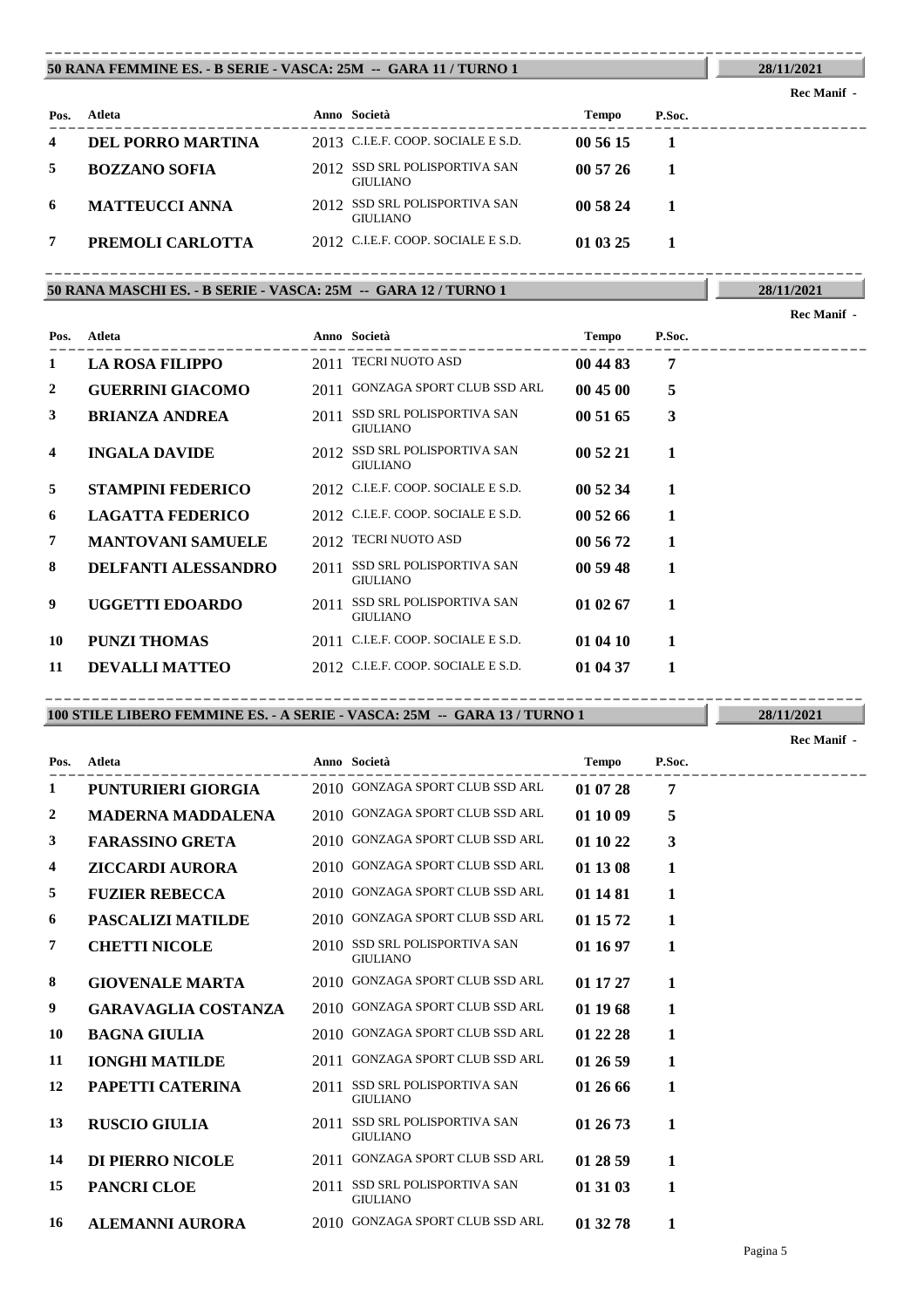## 50 RANA FEMMINE ES. - B SERIE - VASCA: 25M -- GARA 11 / TURNO 1

28/11/2021

Rec Manif -

| Pos. | Atleta | Anno | Società | Tempo | P.Soc. |
|---|---|---|---|---|---|
| 4 | DEL PORRO MARTINA | 2013 | C.I.E.F. COOP. SOCIALE E S.D. | 00 56 15 | 1 |
| 5 | BOZZANO SOFIA | 2012 | SSD SRL POLISPORTIVA SAN GIULIANO | 00 57 26 | 1 |
| 6 | MATTEUCCI ANNA | 2012 | SSD SRL POLISPORTIVA SAN GIULIANO | 00 58 24 | 1 |
| 7 | PREMOLI CARLOTTA | 2012 | C.I.E.F. COOP. SOCIALE E S.D. | 01 03 25 | 1 |

## 50 RANA MASCHI ES. - B SERIE - VASCA: 25M -- GARA 12 / TURNO 1

28/11/2021

Rec Manif -

| Pos. | Atleta | Anno | Società | Tempo | P.Soc. |
|---|---|---|---|---|---|
| 1 | LA ROSA FILIPPO | 2011 | TECRI NUOTO ASD | 00 44 83 | 7 |
| 2 | GUERRINI GIACOMO | 2011 | GONZAGA SPORT CLUB SSD ARL | 00 45 00 | 5 |
| 3 | BRIANZA ANDREA | 2011 | SSD SRL POLISPORTIVA SAN GIULIANO | 00 51 65 | 3 |
| 4 | INGALA DAVIDE | 2012 | SSD SRL POLISPORTIVA SAN GIULIANO | 00 52 21 | 1 |
| 5 | STAMPINI FEDERICO | 2012 | C.I.E.F. COOP. SOCIALE E S.D. | 00 52 34 | 1 |
| 6 | LAGATTA FEDERICO | 2012 | C.I.E.F. COOP. SOCIALE E S.D. | 00 52 66 | 1 |
| 7 | MANTOVANI SAMUELE | 2012 | TECRI NUOTO ASD | 00 56 72 | 1 |
| 8 | DELFANTI ALESSANDRO | 2011 | SSD SRL POLISPORTIVA SAN GIULIANO | 00 59 48 | 1 |
| 9 | UGGETTI EDOARDO | 2011 | SSD SRL POLISPORTIVA SAN GIULIANO | 01 02 67 | 1 |
| 10 | PUNZI THOMAS | 2011 | C.I.E.F. COOP. SOCIALE E S.D. | 01 04 10 | 1 |
| 11 | DEVALLI MATTEO | 2012 | C.I.E.F. COOP. SOCIALE E S.D. | 01 04 37 | 1 |

## 100 STILE LIBERO FEMMINE ES. - A SERIE - VASCA: 25M -- GARA 13 / TURNO 1

28/11/2021

Rec Manif -

| Pos. | Atleta | Anno | Società | Tempo | P.Soc. |
|---|---|---|---|---|---|
| 1 | PUNTURIERI GIORGIA | 2010 | GONZAGA SPORT CLUB SSD ARL | 01 07 28 | 7 |
| 2 | MADERNA MADDALENA | 2010 | GONZAGA SPORT CLUB SSD ARL | 01 10 09 | 5 |
| 3 | FARASSINO GRETA | 2010 | GONZAGA SPORT CLUB SSD ARL | 01 10 22 | 3 |
| 4 | ZICCARDI AURORA | 2010 | GONZAGA SPORT CLUB SSD ARL | 01 13 08 | 1 |
| 5 | FUZIER REBECCA | 2010 | GONZAGA SPORT CLUB SSD ARL | 01 14 81 | 1 |
| 6 | PASCALIZI MATILDE | 2010 | GONZAGA SPORT CLUB SSD ARL | 01 15 72 | 1 |
| 7 | CHETTI NICOLE | 2010 | SSD SRL POLISPORTIVA SAN GIULIANO | 01 16 97 | 1 |
| 8 | GIOVENALE MARTA | 2010 | GONZAGA SPORT CLUB SSD ARL | 01 17 27 | 1 |
| 9 | GARAVAGLIA COSTANZA | 2010 | GONZAGA SPORT CLUB SSD ARL | 01 19 68 | 1 |
| 10 | BAGNA GIULIA | 2010 | GONZAGA SPORT CLUB SSD ARL | 01 22 28 | 1 |
| 11 | IONGHI MATILDE | 2011 | GONZAGA SPORT CLUB SSD ARL | 01 26 59 | 1 |
| 12 | PAPETTI CATERINA | 2011 | SSD SRL POLISPORTIVA SAN GIULIANO | 01 26 66 | 1 |
| 13 | RUSCIO GIULIA | 2011 | SSD SRL POLISPORTIVA SAN GIULIANO | 01 26 73 | 1 |
| 14 | DI PIERRO NICOLE | 2011 | GONZAGA SPORT CLUB SSD ARL | 01 28 59 | 1 |
| 15 | PANCRI CLOE | 2011 | SSD SRL POLISPORTIVA SAN GIULIANO | 01 31 03 | 1 |
| 16 | ALEMANNI AURORA | 2010 | GONZAGA SPORT CLUB SSD ARL | 01 32 78 | 1 |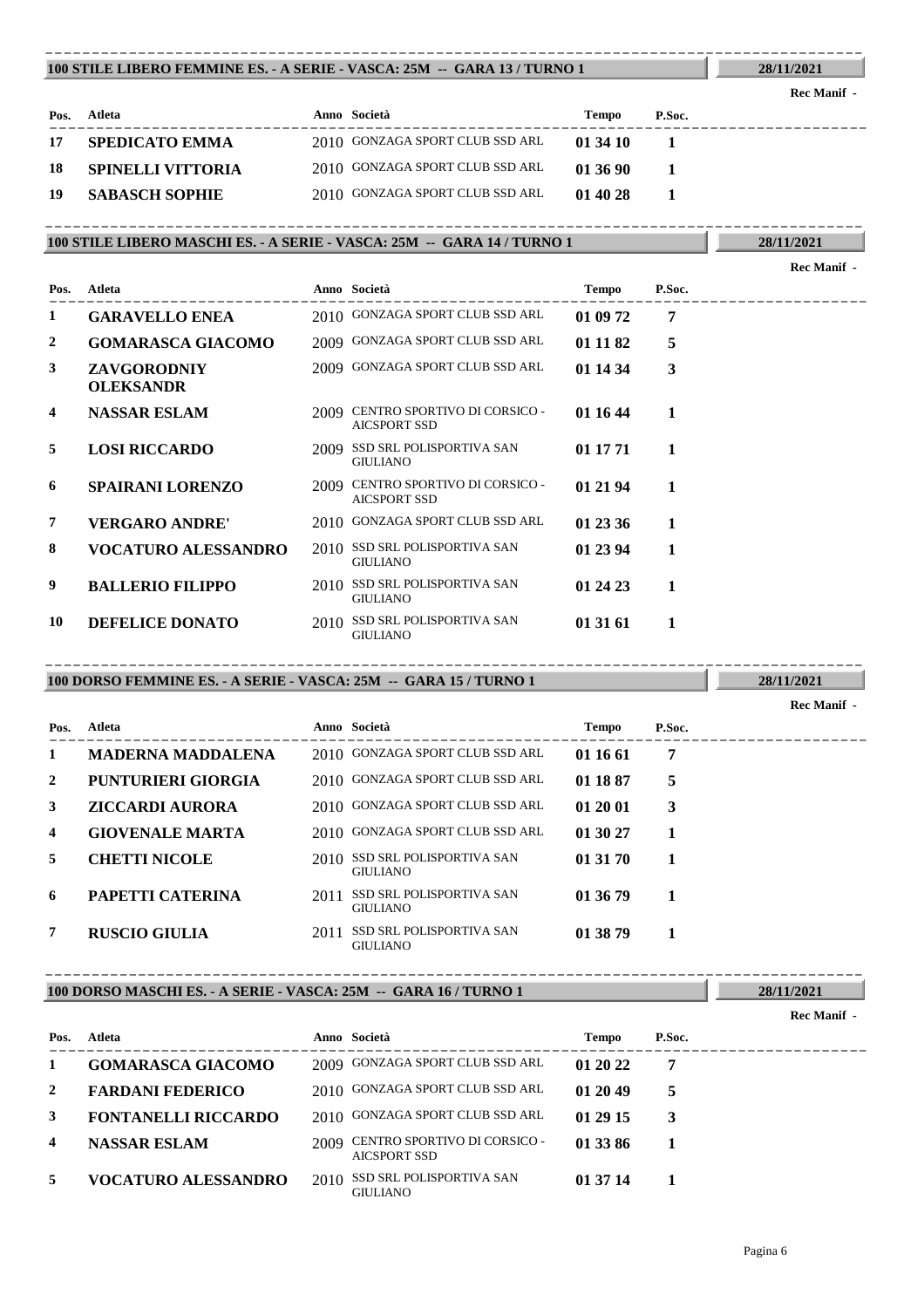## 100 STILE LIBERO FEMMINE ES. - A SERIE - VASCA: 25M -- GARA 13 / TURNO 1

28/11/2021

Rec Manif -

| Pos. | Atleta | Anno | Società | Tempo | P.Soc. |
|---|---|---|---|---|---|
| 17 | **SPEDICATO EMMA** | 2010 | GONZAGA SPORT CLUB SSD ARL | **01 34 10** | **1** |
| 18 | **SPINELLI VITTORIA** | 2010 | GONZAGA SPORT CLUB SSD ARL | **01 36 90** | **1** |
| 19 | **SABASCH SOPHIE** | 2010 | GONZAGA SPORT CLUB SSD ARL | **01 40 28** | **1** |

## 100 STILE LIBERO MASCHI ES. - A SERIE - VASCA: 25M -- GARA 14 / TURNO 1

28/11/2021

Rec Manif -

| Pos. | Atleta | Anno | Società | Tempo | P.Soc. |
|---|---|---|---|---|---|
| 1 | **GARAVELLO ENEA** | 2010 | GONZAGA SPORT CLUB SSD ARL | **01 09 72** | **7** |
| 2 | **GOMARASCA GIACOMO** | 2009 | GONZAGA SPORT CLUB SSD ARL | **01 11 82** | **5** |
| 3 | **ZAVGORODNIY OLEKSANDR** | 2009 | GONZAGA SPORT CLUB SSD ARL | **01 14 34** | **3** |
| 4 | **NASSAR ESLAM** | 2009 | CENTRO SPORTIVO DI CORSICO - AICSPORT SSD | **01 16 44** | **1** |
| 5 | **LOSI RICCARDO** | 2009 | SSD SRL POLISPORTIVA SAN GIULIANO | **01 17 71** | **1** |
| 6 | **SPAIRANI LORENZO** | 2009 | CENTRO SPORTIVO DI CORSICO - AICSPORT SSD | **01 21 94** | **1** |
| 7 | **VERGARO ANDRE'** | 2010 | GONZAGA SPORT CLUB SSD ARL | **01 23 36** | **1** |
| 8 | **VOCATURO ALESSANDRO** | 2010 | SSD SRL POLISPORTIVA SAN GIULIANO | **01 23 94** | **1** |
| 9 | **BALLERIO FILIPPO** | 2010 | SSD SRL POLISPORTIVA SAN GIULIANO | **01 24 23** | **1** |
| 10 | **DEFELICE DONATO** | 2010 | SSD SRL POLISPORTIVA SAN GIULIANO | **01 31 61** | **1** |

## 100 DORSO FEMMINE ES. - A SERIE - VASCA: 25M -- GARA 15 / TURNO 1

28/11/2021

Rec Manif -

| Pos. | Atleta | Anno | Società | Tempo | P.Soc. |
|---|---|---|---|---|---|
| 1 | **MADERNA MADDALENA** | 2010 | GONZAGA SPORT CLUB SSD ARL | **01 16 61** | **7** |
| 2 | **PUNTURIERI GIORGIA** | 2010 | GONZAGA SPORT CLUB SSD ARL | **01 18 87** | **5** |
| 3 | **ZICCARDI AURORA** | 2010 | GONZAGA SPORT CLUB SSD ARL | **01 20 01** | **3** |
| 4 | **GIOVENALE MARTA** | 2010 | GONZAGA SPORT CLUB SSD ARL | **01 30 27** | **1** |
| 5 | **CHETTI NICOLE** | 2010 | SSD SRL POLISPORTIVA SAN GIULIANO | **01 31 70** | **1** |
| 6 | **PAPETTI CATERINA** | 2011 | SSD SRL POLISPORTIVA SAN GIULIANO | **01 36 79** | **1** |
| 7 | **RUSCIO GIULIA** | 2011 | SSD SRL POLISPORTIVA SAN GIULIANO | **01 38 79** | **1** |

## 100 DORSO MASCHI ES. - A SERIE - VASCA: 25M -- GARA 16 / TURNO 1

28/11/2021

Rec Manif -

| Pos. | Atleta | Anno | Società | Tempo | P.Soc. |
|---|---|---|---|---|---|
| 1 | **GOMARASCA GIACOMO** | 2009 | GONZAGA SPORT CLUB SSD ARL | **01 20 22** | **7** |
| 2 | **FARDANI FEDERICO** | 2010 | GONZAGA SPORT CLUB SSD ARL | **01 20 49** | **5** |
| 3 | **FONTANELLI RICCARDO** | 2010 | GONZAGA SPORT CLUB SSD ARL | **01 29 15** | **3** |
| 4 | **NASSAR ESLAM** | 2009 | CENTRO SPORTIVO DI CORSICO - AICSPORT SSD | **01 33 86** | **1** |
| 5 | **VOCATURO ALESSANDRO** | 2010 | SSD SRL POLISPORTIVA SAN GIULIANO | **01 37 14** | **1** |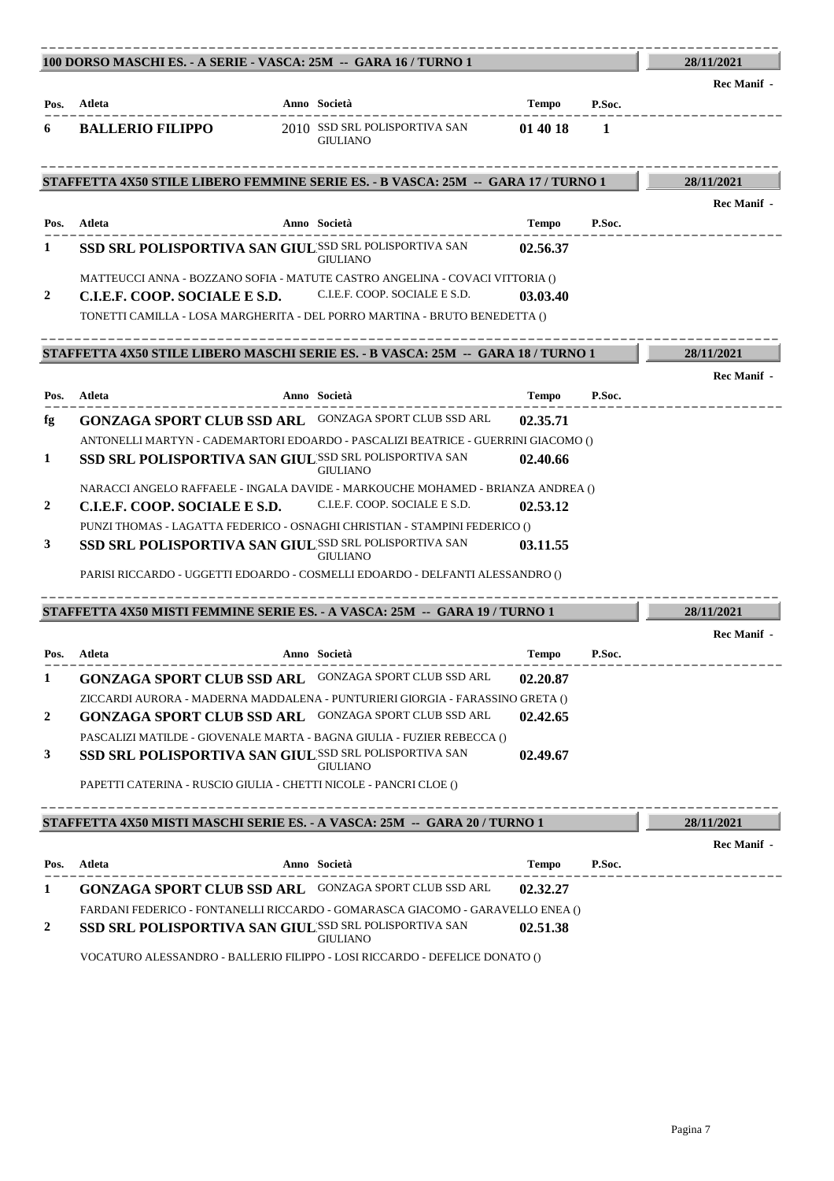## 100 DORSO MASCHI ES. - A SERIE - VASCA: 25M -- GARA 16 / TURNO 1

28/11/2021

Rec Manif -

| Pos. | Atleta | Anno | Società | Tempo | P.Soc. |
| --- | --- | --- | --- | --- | --- |
| 6 | **BALLERIO FILIPPO** | 2010 | SSD SRL POLISPORTIVA SAN GIULIANO | **01 40 18** | **1** |

## STAFFETTA 4X50 STILE LIBERO FEMMINE SERIE ES. - B VASCA: 25M -- GARA 17 / TURNO 1

28/11/2021

Rec Manif -

| Pos. | Atleta | Anno | Società | Tempo | P.Soc. |
| --- | --- | --- | --- | --- | --- |
| 1 | **SSD SRL POLISPORTIVA SAN GIUL** | | SSD SRL POLISPORTIVA SAN GIULIANO | **02.56.37** | |
| | MATTEUCCI ANNA - BOZZANO SOFIA - MATUTE CASTRO ANGELINA - COVACI VITTORIA () | | | | |
| 2 | **C.I.E.F. COOP. SOCIALE E S.D.** | | C.I.E.F. COOP. SOCIALE E S.D. | **03.03.40** | |
| | TONETTI CAMILLA - LOSA MARGHERITA - DEL PORRO MARTINA - BRUTO BENEDETTA () | | | | |

## STAFFETTA 4X50 STILE LIBERO MASCHI SERIE ES. - B VASCA: 25M -- GARA 18 / TURNO 1

28/11/2021

Rec Manif -

| Pos. | Atleta | Anno | Società | Tempo | P.Soc. |
| --- | --- | --- | --- | --- | --- |
| fg | **GONZAGA SPORT CLUB SSD ARL** | | GONZAGA SPORT CLUB SSD ARL | **02.35.71** | |
| | ANTONELLI MARTYN - CADEMARTORI EDOARDO - PASCALIZI BEATRICE - GUERRINI GIACOMO () | | | | |
| 1 | **SSD SRL POLISPORTIVA SAN GIUL** | | SSD SRL POLISPORTIVA SAN GIULIANO | **02.40.66** | |
| | NARACCI ANGELO RAFFAELE - INGALA DAVIDE - MARKOUCHE MOHAMED - BRIANZA ANDREA () | | | | |
| 2 | **C.I.E.F. COOP. SOCIALE E S.D.** | | C.I.E.F. COOP. SOCIALE E S.D. | **02.53.12** | |
| | PUNZI THOMAS - LAGATTA FEDERICO - OSNAGHI CHRISTIAN - STAMPINI FEDERICO () | | | | |
| 3 | **SSD SRL POLISPORTIVA SAN GIUL** | | SSD SRL POLISPORTIVA SAN GIULIANO | **03.11.55** | |
| | PARISI RICCARDO - UGGETTI EDOARDO - COSMELLI EDOARDO - DELFANTI ALESSANDRO () | | | | |

## STAFFETTA 4X50 MISTI FEMMINE SERIE ES. - A VASCA: 25M -- GARA 19 / TURNO 1

28/11/2021

Rec Manif -

| Pos. | Atleta | Anno | Società | Tempo | P.Soc. |
| --- | --- | --- | --- | --- | --- |
| 1 | **GONZAGA SPORT CLUB SSD ARL** | | GONZAGA SPORT CLUB SSD ARL | **02.20.87** | |
| | ZICCARDI AURORA - MADERNA MADDALENA - PUNTURIERI GIORGIA - FARASSINO GRETA () | | | | |
| 2 | **GONZAGA SPORT CLUB SSD ARL** | | GONZAGA SPORT CLUB SSD ARL | **02.42.65** | |
| | PASCALIZI MATILDE - GIOVENALE MARTA - BAGNA GIULIA - FUZIER REBECCA () | | | | |
| 3 | **SSD SRL POLISPORTIVA SAN GIUL** | | SSD SRL POLISPORTIVA SAN GIULIANO | **02.49.67** | |
| | PAPETTI CATERINA - RUSCIO GIULIA - CHETTI NICOLE - PANCRI CLOE () | | | | |

## STAFFETTA 4X50 MISTI MASCHI SERIE ES. - A VASCA: 25M -- GARA 20 / TURNO 1

28/11/2021

Rec Manif -

| Pos. | Atleta | Anno | Società | Tempo | P.Soc. |
| --- | --- | --- | --- | --- | --- |
| 1 | **GONZAGA SPORT CLUB SSD ARL** | | GONZAGA SPORT CLUB SSD ARL | **02.32.27** | |
| | FARDANI FEDERICO - FONTANELLI RICCARDO - GOMARASCA GIACOMO - GARAVELLO ENEA () | | | | |
| 2 | **SSD SRL POLISPORTIVA SAN GIUL** | | SSD SRL POLISPORTIVA SAN GIULIANO | **02.51.38** | |
| | VOCATURO ALESSANDRO - BALLERIO FILIPPO - LOSI RICCARDO - DEFELICE DONATO () | | | | |